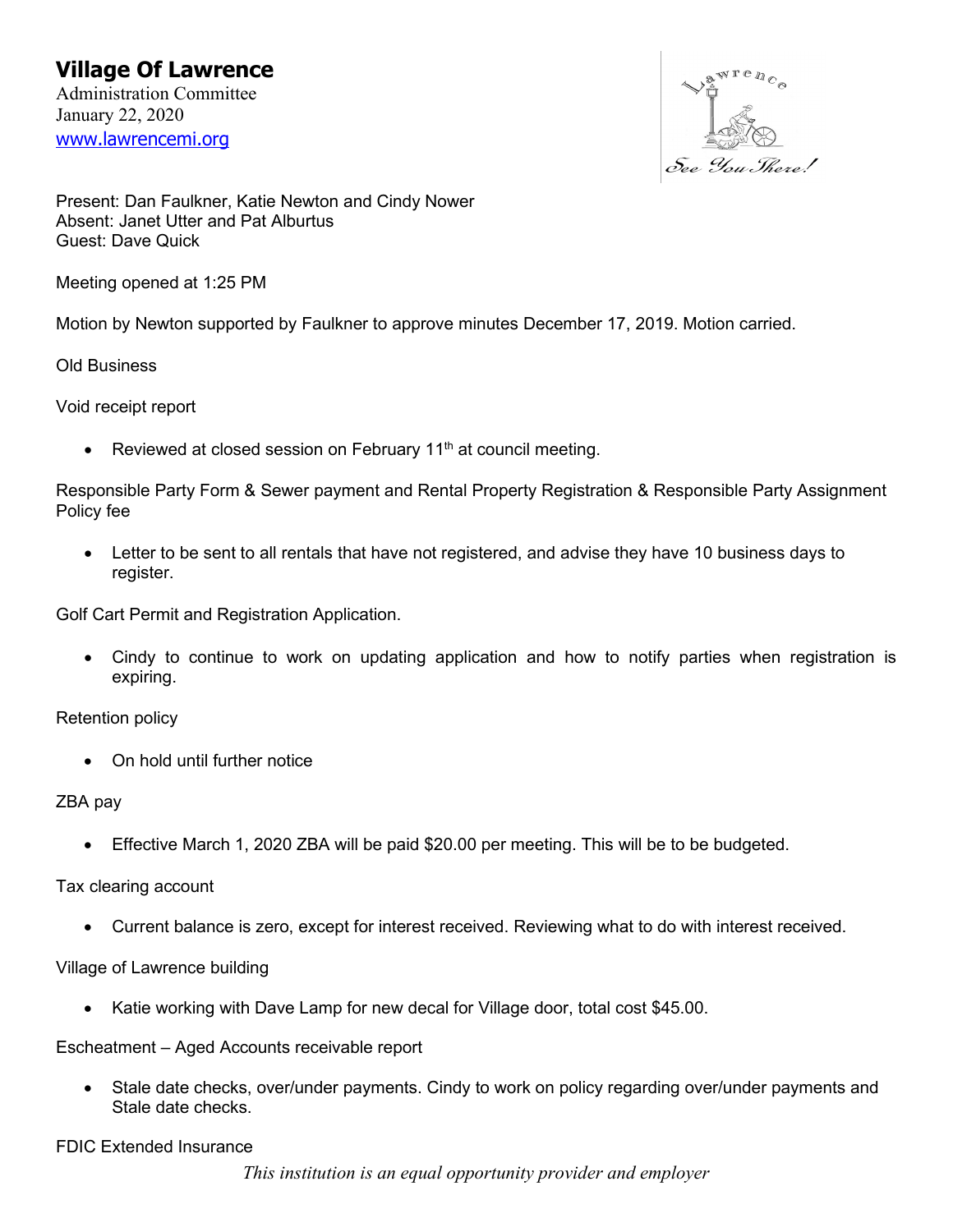# Village Of Lawrence

Administration Committee
January 22, 2020
www.lawrencemi.org

Present: Dan Faulkner, Katie Newton and Cindy Nower
Absent: Janet Utter and Pat Alburtus
Guest: Dave Quick

Meeting opened at 1:25 PM

Motion by Newton supported by Faulkner to approve minutes December 17, 2019. Motion carried.

Old Business

Void receipt report

- Reviewed at closed session on February 11th at council meeting.

Responsible Party Form & Sewer payment and Rental Property Registration & Responsible Party Assignment Policy fee

- Letter to be sent to all rentals that have not registered, and advise they have 10 business days to register.

Golf Cart Permit and Registration Application.

- Cindy to continue to work on updating application and how to notify parties when registration is expiring.

Retention policy

- On hold until further notice

ZBA pay

- Effective March 1, 2020 ZBA will be paid $20.00 per meeting. This will be to be budgeted.

Tax clearing account

- Current balance is zero, except for interest received. Reviewing what to do with interest received.

Village of Lawrence building

- Katie working with Dave Lamp for new decal for Village door, total cost $45.00.

Escheatment – Aged Accounts receivable report

- Stale date checks, over/under payments. Cindy to work on policy regarding over/under payments and Stale date checks.

FDIC Extended Insurance

*This institution is an equal opportunity provider and employer*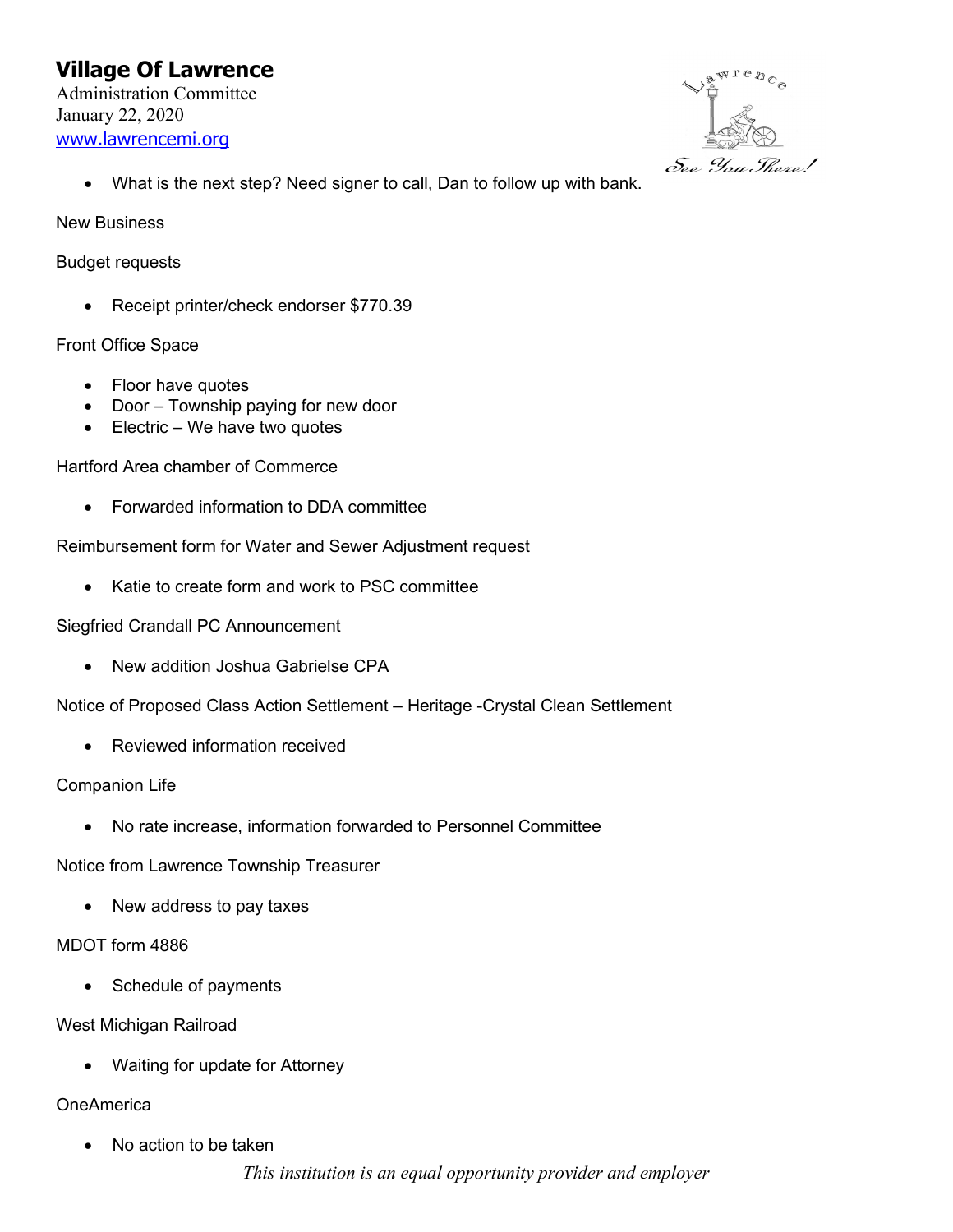- What is the next step? Need signer to call, Dan to follow up with bank.

New Business

Budget requests

- Receipt printer/check endorser $770.39

Front Office Space

- Floor have quotes
- Door – Township paying for new door
- Electric – We have two quotes

Hartford Area chamber of Commerce

- Forwarded information to DDA committee

Reimbursement form for Water and Sewer Adjustment request

- Katie to create form and work to PSC committee

Siegfried Crandall PC Announcement

- New addition Joshua Gabrielse CPA

Notice of Proposed Class Action Settlement – Heritage -Crystal Clean Settlement

- Reviewed information received

Companion Life

- No rate increase, information forwarded to Personnel Committee

Notice from Lawrence Township Treasurer

- New address to pay taxes

MDOT form 4886

- Schedule of payments

West Michigan Railroad

- Waiting for update for Attorney

OneAmerica

- No action to be taken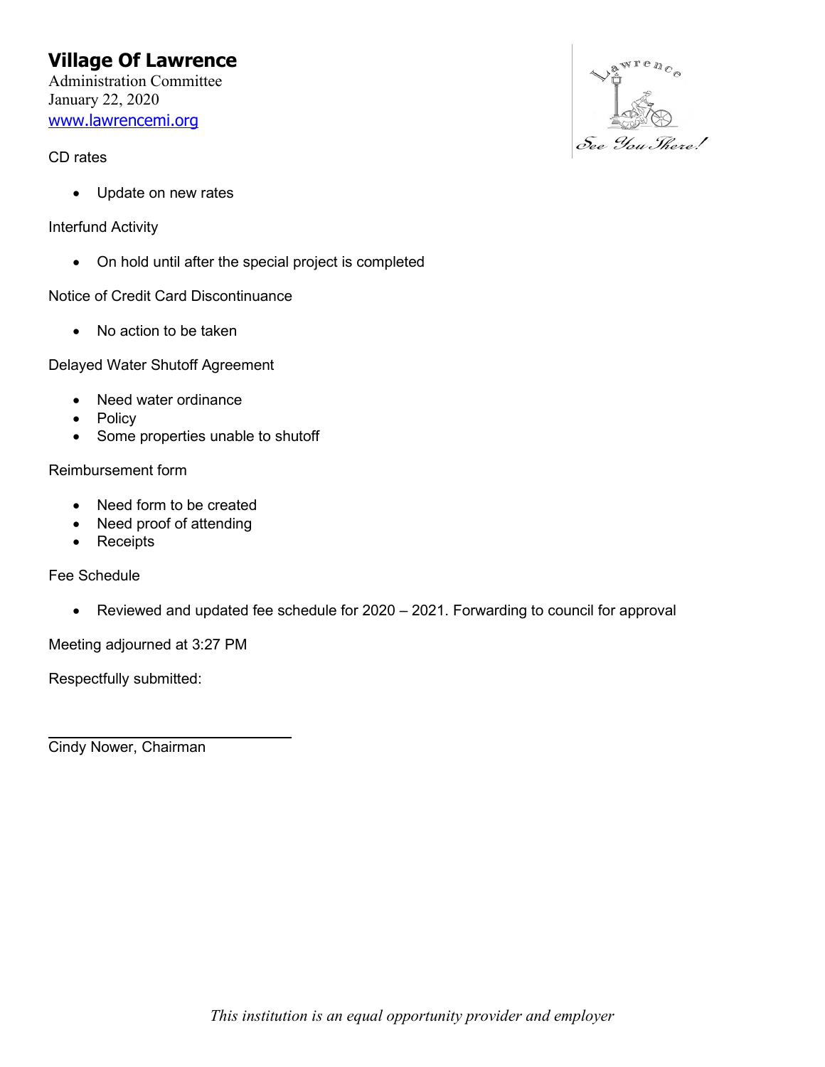# Village Of Lawrence

Administration Committee
January 22, 2020
www.lawrencemi.org

CD rates

- Update on new rates

Interfund Activity

- On hold until after the special project is completed

Notice of Credit Card Discontinuance

- No action to be taken

Delayed Water Shutoff Agreement

- Need water ordinance
- Policy
- Some properties unable to shutoff

Reimbursement form

- Need form to be created
- Need proof of attending
- Receipts

Fee Schedule

- Reviewed and updated fee schedule for 2020 – 2021. Forwarding to council for approval

Meeting adjourned at 3:27 PM

Respectfully submitted:

\_\_\_\_\_\_\_\_\_\_\_\_\_\_\_\_\_\_\_\_\_\_\_\_\_\_\_\_

Cindy Nower, Chairman

*This institution is an equal opportunity provider and employer*